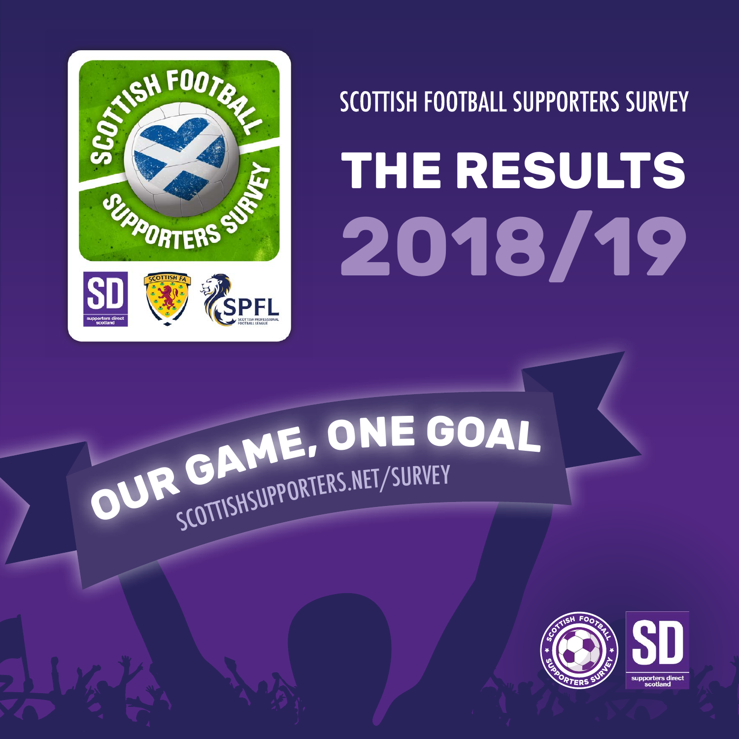SCOTTISH FOOTBALL SUPPORTERS SURVEY

# THE RESULTS 2018/19

OUR GAME, ONE GOAL

SCOTTISHSUPPORTERS.NET/SURVEY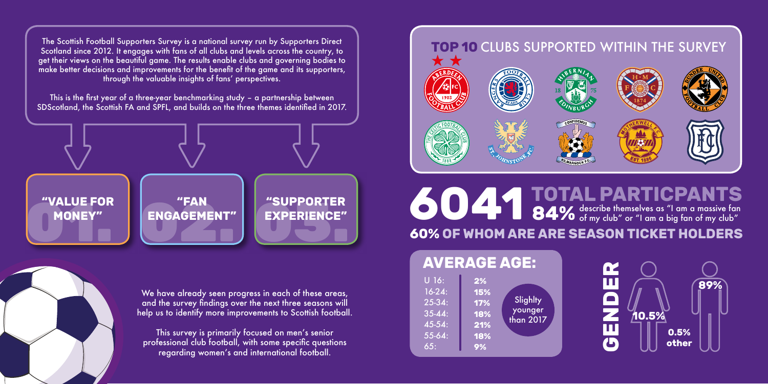The Scottish Football Supporters Survey is a national survey run by Supporters Direct Scotland since 2012. It engages with fans of all clubs and levels across the country, to get their views on the beautiful game. The results enable clubs and governing bodies to make better decisions and improvements for the benefit of the game and its supporters, through the valuable insights of fans' perspectives.

This is the first year of a three-year benchmarking study – a partnership between SDScotland, the Scottish FA and SPFL, and builds on the three themes identified in 2017.

**01. "VALUE FOR MONEY"**

**02. "FAN ENGAGEMENT"**

**03. "SUPPORTER EXPERIENCE"**

We have already seen progress in each of these areas, and the survey findings over the next three seasons will help us to identify more improvements to Scottish football.

This survey is primarily focused on men's senior professional club football, with some specific questions regarding women's and international football.

## TOP 10 CLUBS SUPPORTED WITHIN THE SURVEY

## 6041 TOTAL PARTICPANTS

**84%** describe themselves as "I am a massive fan of my club" or "I am a big fan of my club"

**60% OF WHOM ARE ARE SEASON TICKET HOLDERS**

## AVERAGE AGE:

| Age | % |
|---|---|
| U 16: | 2% |
| 16-24: | 15% |
| 25-34: | 17% |
| 35-44: | 18% |
| 45-54: | 21% |
| 55-64: | 18% |
| 65: | 9% |

Slighlty younger than 2017

## GENDER

- 10.5%
- 89%
- 0.5% other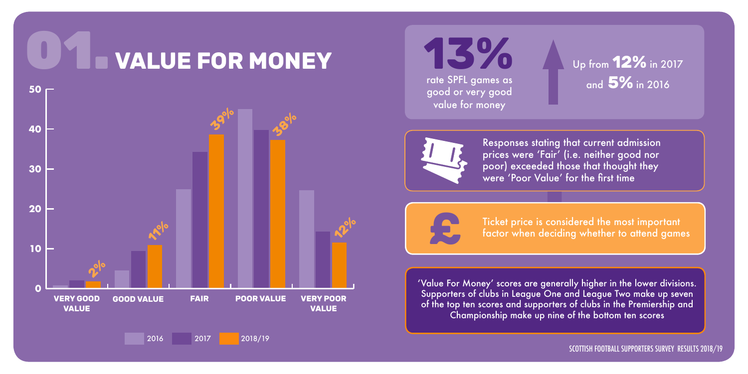# 01. VALUE FOR MONEY

| | VERY GOOD VALUE | GOOD VALUE | FAIR | POOR VALUE | VERY POOR VALUE |
|---|---|---|---|---|---|
| 2018/19 | 2% | 11% | 39% | 38% | 12% |

Legend: 2016 | 2017 | 2018/19

**13%** rate SPFL games as good or very good value for money

Up from **12%** in 2017 and **5%** in 2016

Responses stating that current admission prices were 'Fair' (i.e. neither good nor poor) exceeded those that thought they were 'Poor Value' for the first time

Ticket price is considered the most important factor when deciding whether to attend games

'Value For Money' scores are generally higher in the lower divisions. Supporters of clubs in League One and League Two make up seven of the top ten scores and supporters of clubs in the Premiership and Championship make up nine of the bottom ten scores

SCOTTISH FOOTBALL SUPPORTERS SURVEY RESULTS 2018/19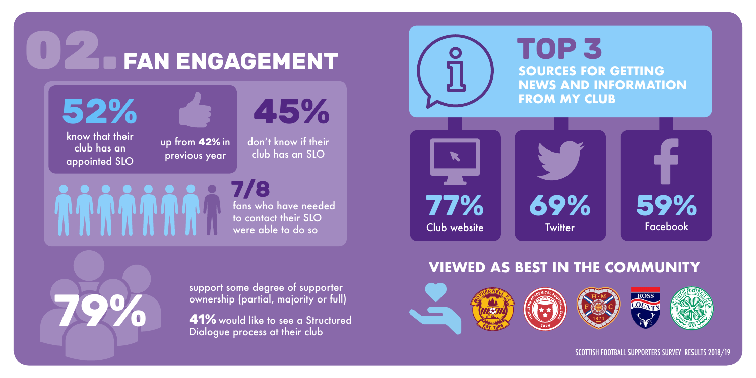# 02. FAN ENGAGEMENT

**52%** know that their club has an appointed SLO

up from **42%** in previous year

**45%** don't know if their club has an SLO

**7/8** fans who have needed to contact their SLO were able to do so

**79%** support some degree of supporter ownership (partial, majority or full)

**41%** would like to see a Structured Dialogue process at their club

## TOP 3

### SOURCES FOR GETTING NEWS AND INFORMATION FROM MY CLUB

- **77%** Club website
- **69%** Twitter
- **59%** Facebook

## VIEWED AS BEST IN THE COMMUNITY

Motherwell F.C., Hamilton Academical Football Club, Heart of Midlothian F.C., Ross County F.C., The Celtic Football Club

SCOTTISH FOOTBALL SUPPORTERS SURVEY RESULTS 2018/19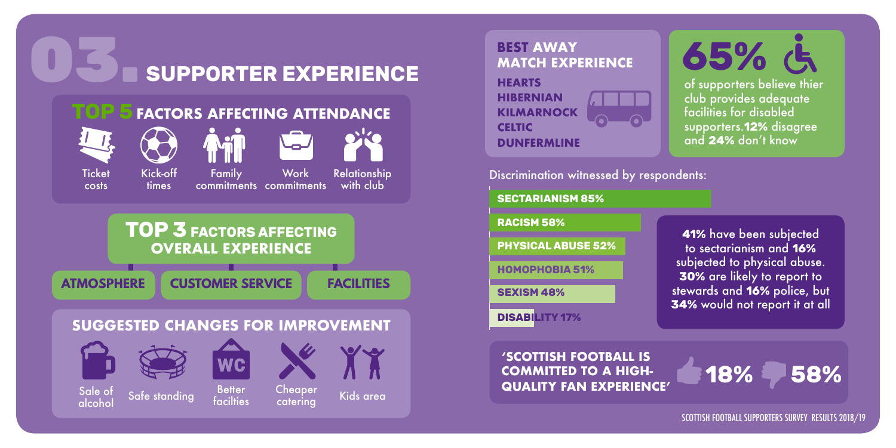# 03. SUPPORTER EXPERIENCE

## TOP 5 FACTORS AFFECTING ATTENDANCE

- Ticket costs
- Kick-off times
- Family commitments
- Work commitments
- Relationship with club

## TOP 3 FACTORS AFFECTING OVERALL EXPERIENCE

- ATMOSPHERE
- CUSTOMER SERVICE
- FACILITIES

## SUGGESTED CHANGES FOR IMPROVEMENT

- Sale of alcohol
- Safe standing
- Better facilties
- Cheaper catering
- Kids area

## BEST AWAY MATCH EXPERIENCE

- HEARTS
- HIBERNIAN
- KILMARNOCK
- CELTIC
- DUNFERMLINE

**65%** of supporters believe thier club provides adequate facilities for disabled supporters. **12%** disagree and **24%** don't know

Discrimination witnessed by respondents:

| Type | % |
| --- | --- |
| SECTARIANISM | 85% |
| RACISM | 58% |
| PHYSICAL ABUSE | 52% |
| HOMOPHOBIA | 51% |
| SEXISM | 48% |
| DISABILITY | 17% |

**41%** have been subjected to sectarianism and **16%** subjected to physical abuse. **30%** are likely to report to stewards and **16%** police, but **34%** would not report it at all

**'SCOTTISH FOOTBALL IS COMMITTED TO A HIGH-QUALITY FAN EXPERIENCE'** — Agree: **18%** | Disagree: **58%**

SCOTTISH FOOTBALL SUPPORTERS SURVEY RESULTS 2018/19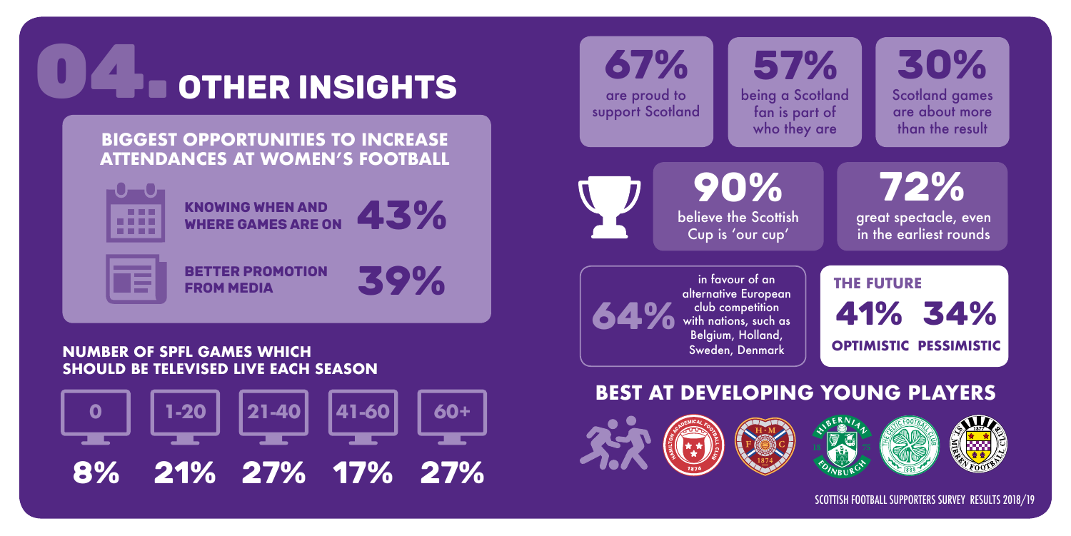# 04. OTHER INSIGHTS

## BIGGEST OPPORTUNITIES TO INCREASE ATTENDANCES AT WOMEN'S FOOTBALL

- **KNOWING WHEN AND WHERE GAMES ARE ON** — 43%
- **BETTER PROMOTION FROM MEDIA** — 39%

## NUMBER OF SPFL GAMES WHICH SHOULD BE TELEVISED LIVE EACH SEASON

| 0 | 1-20 | 21-40 | 41-60 | 60+ |
|---|---|---|---|---|
| 8% | 21% | 27% | 17% | 27% |

**67%** are proud to support Scotland

**57%** being a Scotland fan is part of who they are

**30%** Scotland games are about more than the result

**90%** believe the Scottish Cup is 'our cup'

**72%** great spectacle, even in the earliest rounds

**64%** in favour of an alternative European club competition with nations, such as Belgium, Holland, Sweden, Denmark

## THE FUTURE

| 41% | 34% |
|---|---|
| OPTIMISTIC | PESSIMISTIC |

## BEST AT DEVELOPING YOUNG PLAYERS

SCOTTISH FOOTBALL SUPPORTERS SURVEY RESULTS 2018/19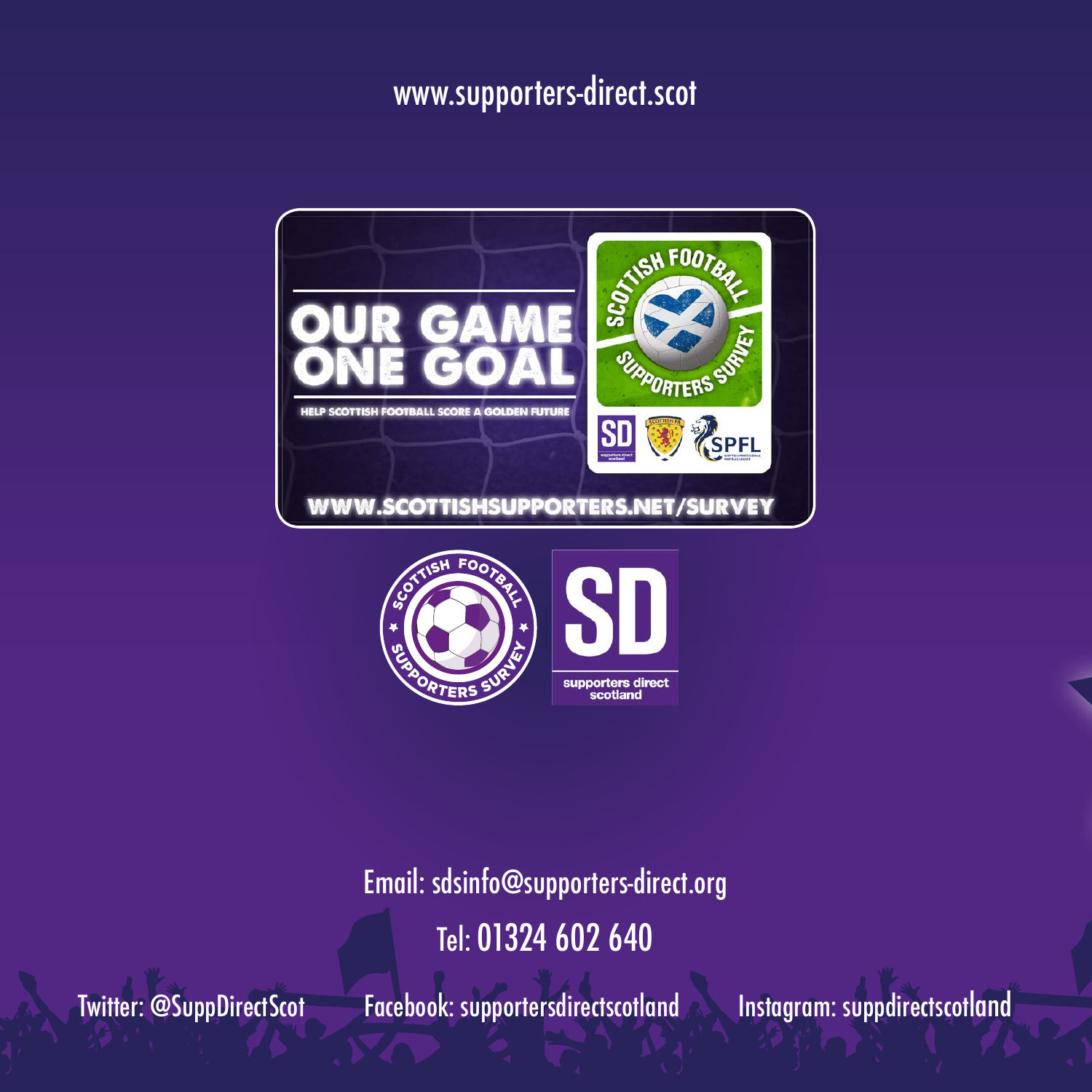www.supporters-direct.scot

OUR GAME ONE GOAL

HELP SCOTTISH FOOTBALL SCORE A GOLDEN FUTURE

SCOTTISH FOOTBALL SUPPORTERS SURVEY

WWW.SCOTTISHSUPPORTERS.NET/SURVEY

supporters direct scotland

Email: sdsinfo@supporters-direct.org

Tel: 01324 602 640

Twitter: @SuppDirectScot

Facebook: supportersdirectscotland

Instagram: suppdirectscotland